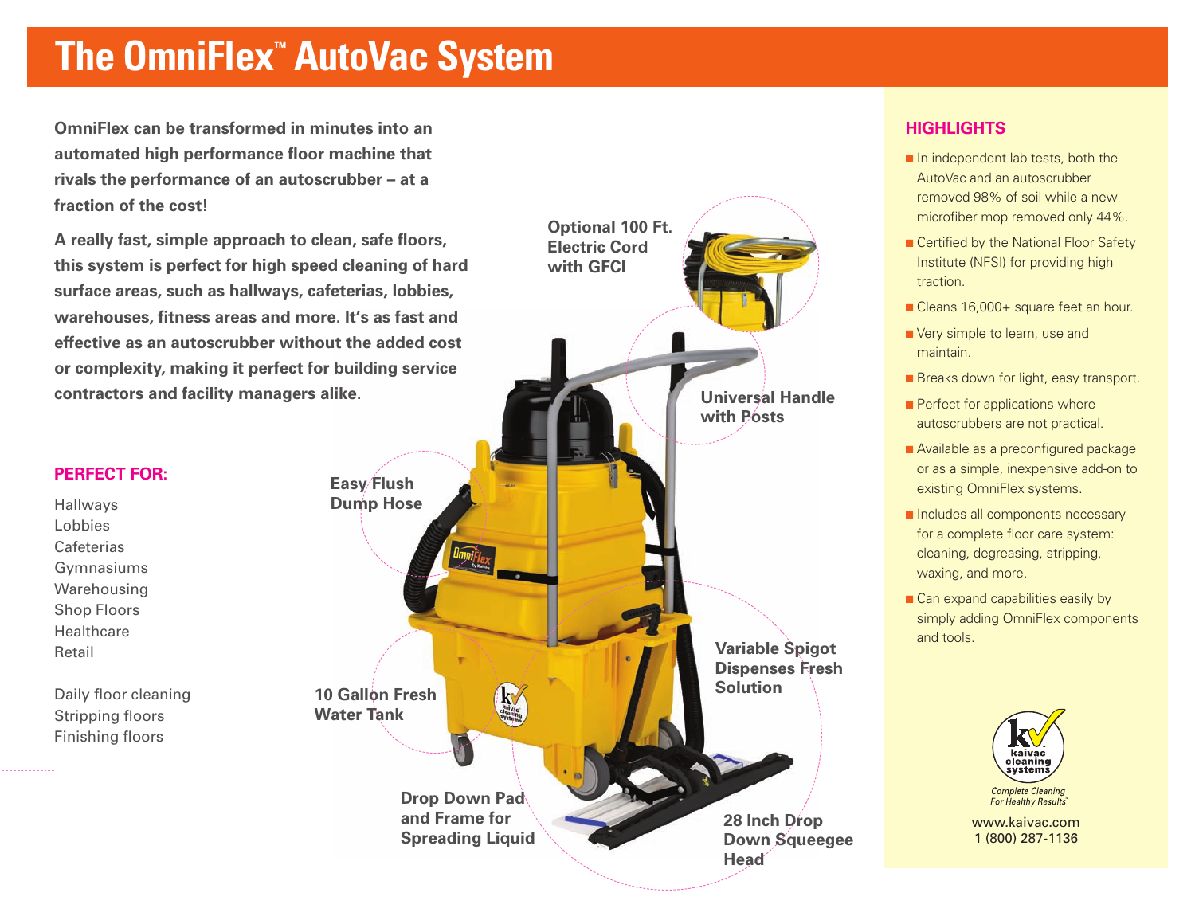# The OmniFlex™ AutoVac System

**OmniFlex can be transformed in minutes into an automated high performance floor machine that rivals the performance of an autoscrubber – at a fraction of the cost!**

**A really fast, simple approach to clean, safe floors, this system is perfect for high speed cleaning of hard surface areas, such as hallways, cafeterias, lobbies, warehouses, fitness areas and more. It's as fast and effective as an autoscrubber without the added cost or complexity, making it perfect for building service contractors and facility managers alike.**

## PERFECT FOR:

Hallways
Lobbies
Cafeterias
Gymnasiums
Warehousing
Shop Floors
Healthcare
Retail

Daily floor cleaning
Stripping floors
Finishing floors

**Optional 100 Ft. Electric Cord with GFCI**

**Universal Handle with Posts**

**Easy Flush Dump Hose**

**Variable Spigot Dispenses Fresh Solution**

**10 Gallon Fresh Water Tank**

**Drop Down Pad and Frame for Spreading Liquid**

**28 Inch Drop Down Squeegee Head**

## HIGHLIGHTS

- In independent lab tests, both the AutoVac and an autoscrubber removed 98% of soil while a new microfiber mop removed only 44%.
- Certified by the National Floor Safety Institute (NFSI) for providing high traction.
- Cleans 16,000+ square feet an hour.
- Very simple to learn, use and maintain.
- Breaks down for light, easy transport.
- Perfect for applications where autoscrubbers are not practical.
- Available as a preconfigured package or as a simple, inexpensive add-on to existing OmniFlex systems.
- Includes all components necessary for a complete floor care system: cleaning, degreasing, stripping, waxing, and more.
- Can expand capabilities easily by simply adding OmniFlex components and tools.

kaivac cleaning systems
*Complete Cleaning For Healthy Results™*

www.kaivac.com
1 (800) 287-1136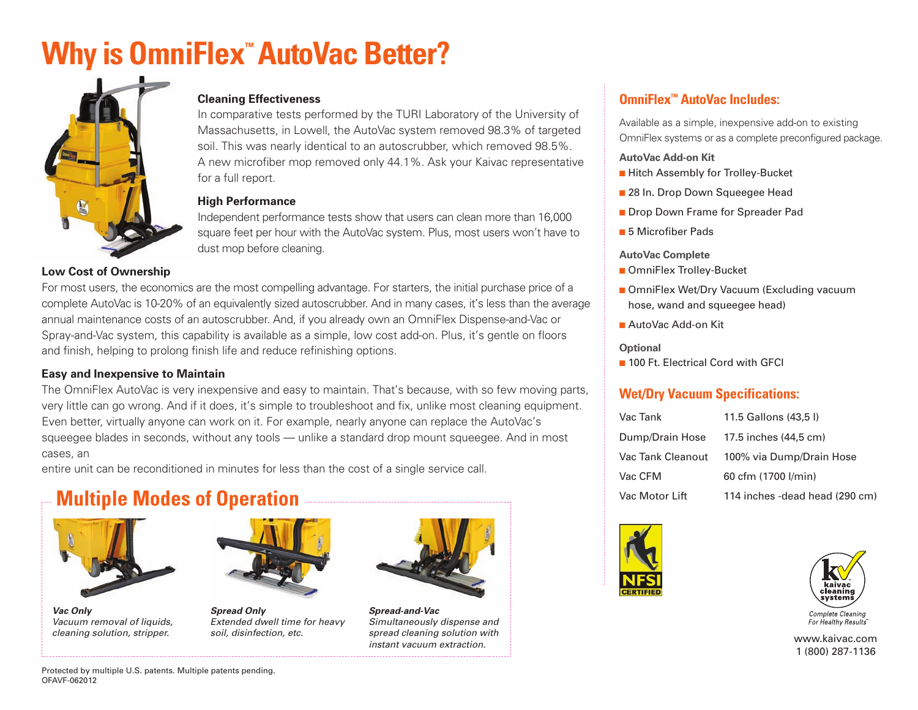# Why is OmniFlex™ AutoVac Better?

### Cleaning Effectiveness

In comparative tests performed by the TURI Laboratory of the University of Massachusetts, in Lowell, the AutoVac system removed 98.3% of targeted soil. This was nearly identical to an autoscrubber, which removed 98.5%. A new microfiber mop removed only 44.1%. Ask your Kaivac representative for a full report.

### High Performance

Independent performance tests show that users can clean more than 16,000 square feet per hour with the AutoVac system. Plus, most users won't have to dust mop before cleaning.

### Low Cost of Ownership

For most users, the economics are the most compelling advantage. For starters, the initial purchase price of a complete AutoVac is 10-20% of an equivalently sized autoscrubber. And in many cases, it's less than the average annual maintenance costs of an autoscrubber. And, if you already own an OmniFlex Dispense-and-Vac or Spray-and-Vac system, this capability is available as a simple, low cost add-on. Plus, it's gentle on floors and finish, helping to prolong finish life and reduce refinishing options.

### Easy and Inexpensive to Maintain

The OmniFlex AutoVac is very inexpensive and easy to maintain. That's because, with so few moving parts, very little can go wrong. And if it does, it's simple to troubleshoot and fix, unlike most cleaning equipment. Even better, virtually anyone can work on it. For example, nearly anyone can replace the AutoVac's squeegee blades in seconds, without any tools — unlike a standard drop mount squeegee. And in most cases, an entire unit can be reconditioned in minutes for less than the cost of a single service call.

## Multiple Modes of Operation

*Vac Only*
*Vacuum removal of liquids, cleaning solution, stripper.*

*Spread Only*
*Extended dwell time for heavy soil, disinfection, etc.*

*Spread-and-Vac*
*Simultaneously dispense and spread cleaning solution with instant vacuum extraction.*

Protected by multiple U.S. patents. Multiple patents pending.
OFAVF-062012

## OmniFlex™ AutoVac Includes:

Available as a simple, inexpensive add-on to existing OmniFlex systems or as a complete preconfigured package.

**AutoVac Add-on Kit**

- Hitch Assembly for Trolley-Bucket
- 28 In. Drop Down Squeegee Head
- Drop Down Frame for Spreader Pad
- 5 Microfiber Pads

**AutoVac Complete**

- OmniFlex Trolley-Bucket
- OmniFlex Wet/Dry Vacuum (Excluding vacuum hose, wand and squeegee head)
- AutoVac Add-on Kit

**Optional**

- 100 Ft. Electrical Cord with GFCI

## Wet/Dry Vacuum Specifications:

| | |
|---|---|
| Vac Tank | 11.5 Gallons (43,5 l) |
| Dump/Drain Hose | 17.5 inches (44,5 cm) |
| Vac Tank Cleanout | 100% via Dump/Drain Hose |
| Vac CFM | 60 cfm (1700 l/min) |
| Vac Motor Lift | 114 inches -dead head (290 cm) |

NFSI CERTIFIED

kaivac cleaning systems
Complete Cleaning For Healthy Results™

www.kaivac.com
1 (800) 287-1136